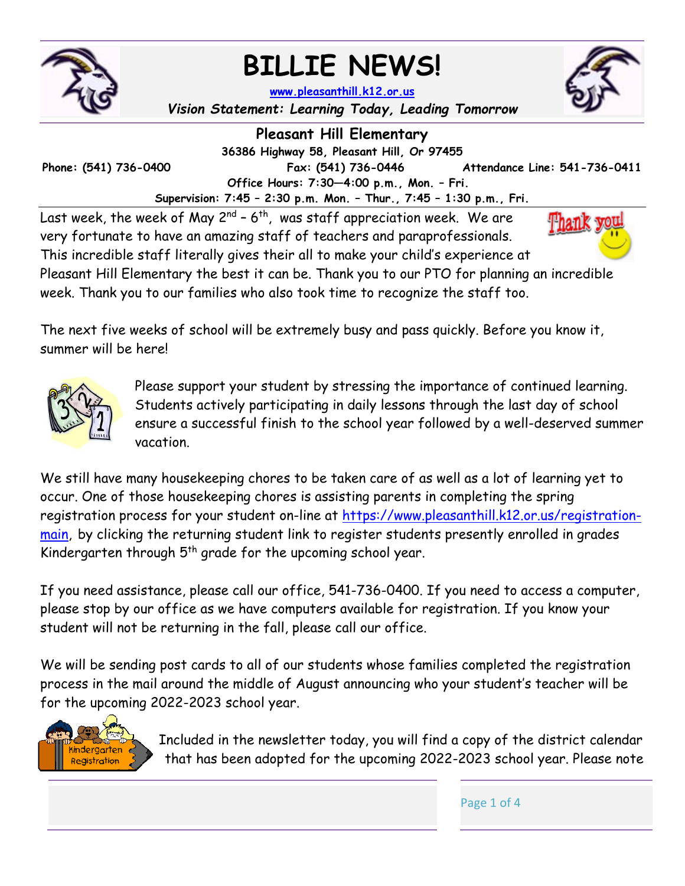# BILLIE NEWS!

www.pleasanthill.k12.or.us

*Vision Statement: Learning Today, Leading Tomorrow*

## Pleasant Hill Elementary

**36386 Highway 58, Pleasant Hill, Or 97455**

**Phone: (541) 736-0400** **Fax: (541) 736-0446** **Attendance Line: 541-736-0411**

**Office Hours: 7:30—4:00 p.m., Mon. – Fri.**

**Supervision: 7:45 – 2:30 p.m. Mon. – Thur., 7:45 – 1:30 p.m., Fri.**

Last week, the week of May 2nd – 6th, was staff appreciation week. We are very fortunate to have an amazing staff of teachers and paraprofessionals. This incredible staff literally gives their all to make your child's experience at Pleasant Hill Elementary the best it can be. Thank you to our PTO for planning an incredible week. Thank you to our families who also took time to recognize the staff too.

The next five weeks of school will be extremely busy and pass quickly. Before you know it, summer will be here!

Please support your student by stressing the importance of continued learning. Students actively participating in daily lessons through the last day of school ensure a successful finish to the school year followed by a well-deserved summer vacation.

We still have many housekeeping chores to be taken care of as well as a lot of learning yet to occur. One of those housekeeping chores is assisting parents in completing the spring registration process for your student on-line at https://www.pleasanthill.k12.or.us/registration-main, by clicking the returning student link to register students presently enrolled in grades Kindergarten through 5th grade for the upcoming school year.

If you need assistance, please call our office, 541-736-0400. If you need to access a computer, please stop by our office as we have computers available for registration. If you know your student will not be returning in the fall, please call our office.

We will be sending post cards to all of our students whose families completed the registration process in the mail around the middle of August announcing who your student's teacher will be for the upcoming 2022-2023 school year.

Included in the newsletter today, you will find a copy of the district calendar that has been adopted for the upcoming 2022-2023 school year. Please note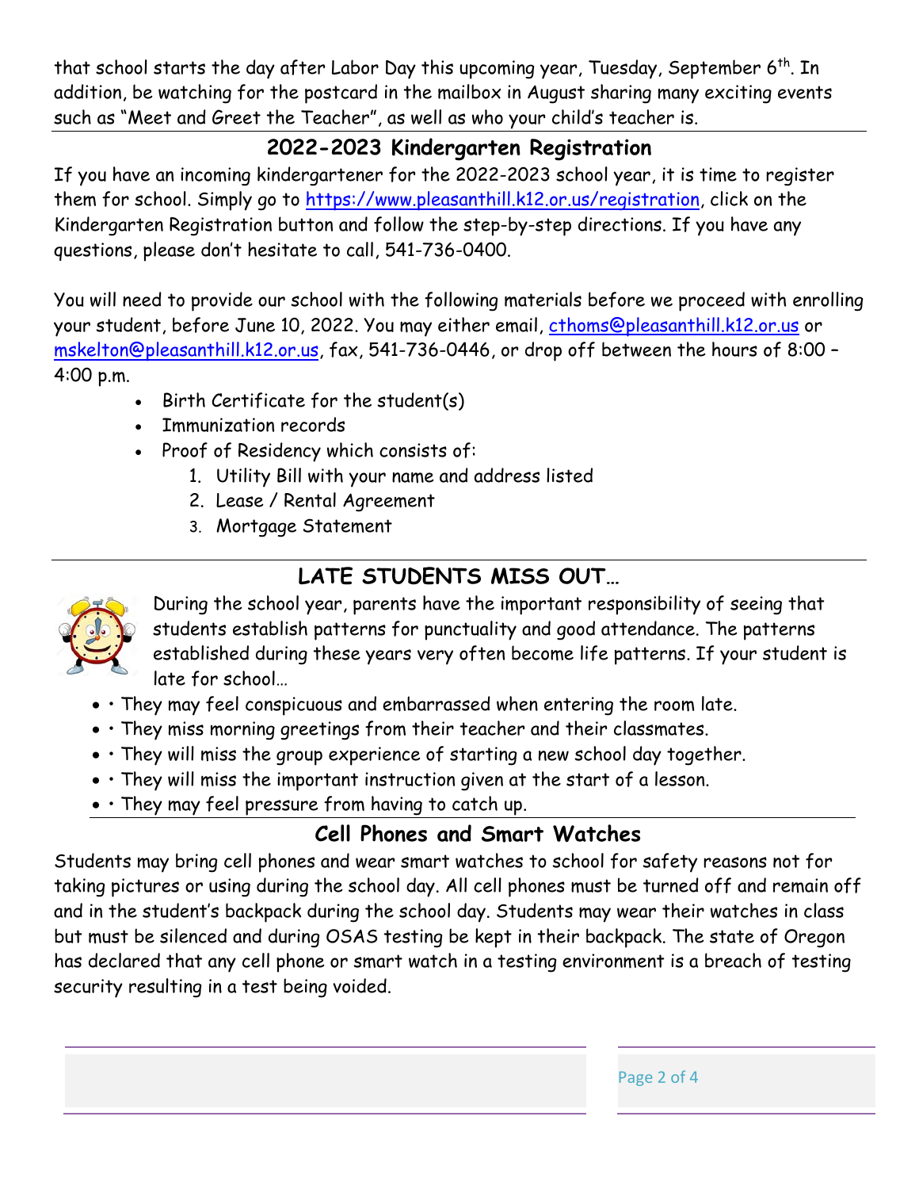that school starts the day after Labor Day this upcoming year, Tuesday, September 6th. In addition, be watching for the postcard in the mailbox in August sharing many exciting events such as "Meet and Greet the Teacher", as well as who your child's teacher is.

## 2022-2023 Kindergarten Registration

If you have an incoming kindergartener for the 2022-2023 school year, it is time to register them for school. Simply go to https://www.pleasanthill.k12.or.us/registration, click on the Kindergarten Registration button and follow the step-by-step directions. If you have any questions, please don't hesitate to call, 541-736-0400.

You will need to provide our school with the following materials before we proceed with enrolling your student, before June 10, 2022. You may either email, cthoms@pleasanthill.k12.or.us or mskelton@pleasanthill.k12.or.us, fax, 541-736-0446, or drop off between the hours of 8:00 – 4:00 p.m.

- Birth Certificate for the student(s)
- Immunization records
- Proof of Residency which consists of:
    1. Utility Bill with your name and address listed
    2. Lease / Rental Agreement
    3. Mortgage Statement

## LATE STUDENTS MISS OUT…

During the school year, parents have the important responsibility of seeing that students establish patterns for punctuality and good attendance. The patterns established during these years very often become life patterns. If your student is late for school…

- • They may feel conspicuous and embarrassed when entering the room late.
- • They miss morning greetings from their teacher and their classmates.
- • They will miss the group experience of starting a new school day together.
- • They will miss the important instruction given at the start of a lesson.
- • They may feel pressure from having to catch up.

## Cell Phones and Smart Watches

Students may bring cell phones and wear smart watches to school for safety reasons not for taking pictures or using during the school day. All cell phones must be turned off and remain off and in the student's backpack during the school day. Students may wear their watches in class but must be silenced and during OSAS testing be kept in their backpack. The state of Oregon has declared that any cell phone or smart watch in a testing environment is a breach of testing security resulting in a test being voided.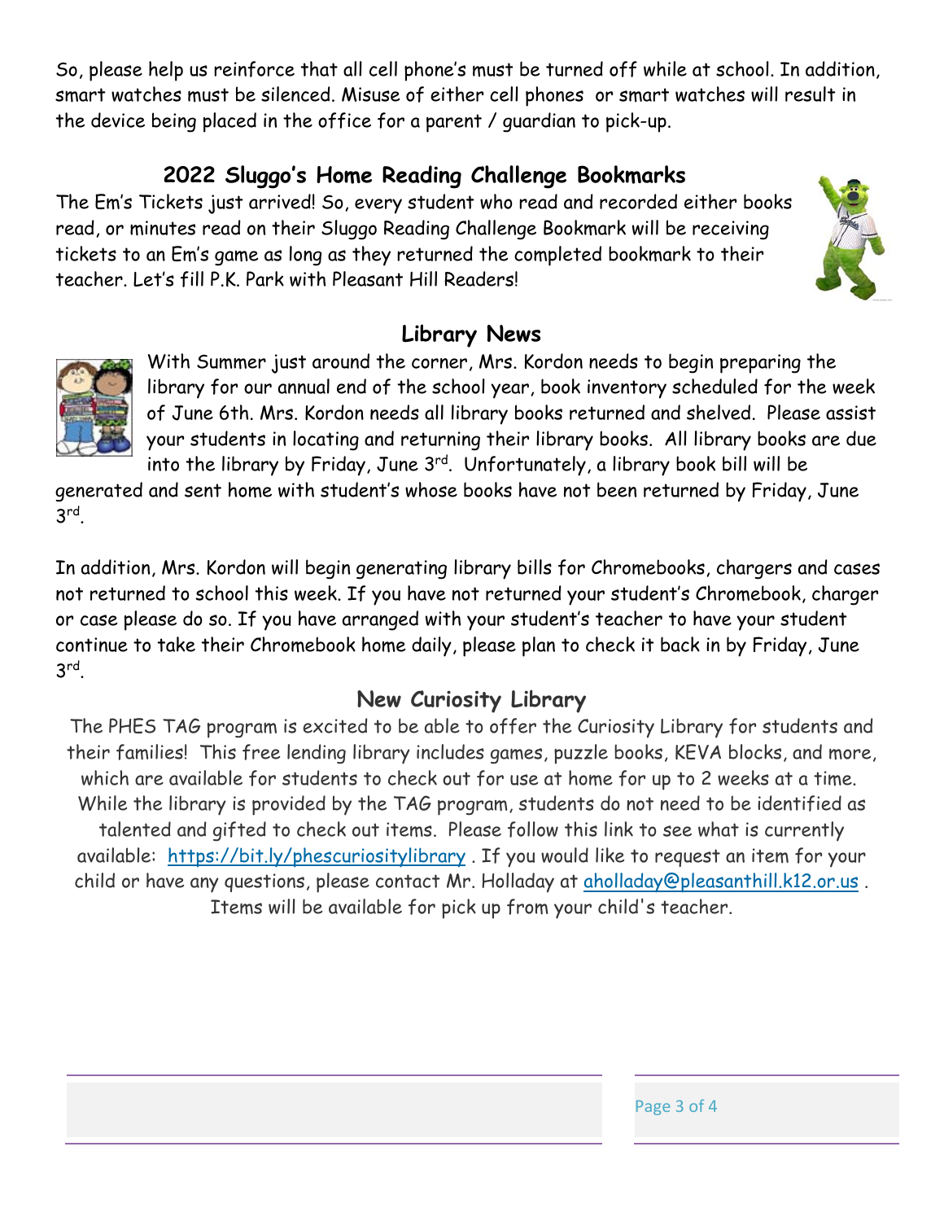So, please help us reinforce that all cell phone's must be turned off while at school. In addition, smart watches must be silenced. Misuse of either cell phones or smart watches will result in the device being placed in the office for a parent / guardian to pick-up.

## 2022 Sluggo's Home Reading Challenge Bookmarks

The Em's Tickets just arrived! So, every student who read and recorded either books read, or minutes read on their Sluggo Reading Challenge Bookmark will be receiving tickets to an Em's game as long as they returned the completed bookmark to their teacher. Let's fill P.K. Park with Pleasant Hill Readers!

## Library News

With Summer just around the corner, Mrs. Kordon needs to begin preparing the library for our annual end of the school year, book inventory scheduled for the week of June 6th. Mrs. Kordon needs all library books returned and shelved. Please assist your students in locating and returning their library books. All library books are due into the library by Friday, June 3rd. Unfortunately, a library book bill will be generated and sent home with student's whose books have not been returned by Friday, June 3rd.

In addition, Mrs. Kordon will begin generating library bills for Chromebooks, chargers and cases not returned to school this week. If you have not returned your student's Chromebook, charger or case please do so. If you have arranged with your student's teacher to have your student continue to take their Chromebook home daily, please plan to check it back in by Friday, June 3rd.

## New Curiosity Library

The PHES TAG program is excited to be able to offer the Curiosity Library for students and their families! This free lending library includes games, puzzle books, KEVA blocks, and more, which are available for students to check out for use at home for up to 2 weeks at a time. While the library is provided by the TAG program, students do not need to be identified as talented and gifted to check out items. Please follow this link to see what is currently available: https://bit.ly/phescuriositylibrary . If you would like to request an item for your child or have any questions, please contact Mr. Holladay at aholladay@pleasanthill.k12.or.us . Items will be available for pick up from your child's teacher.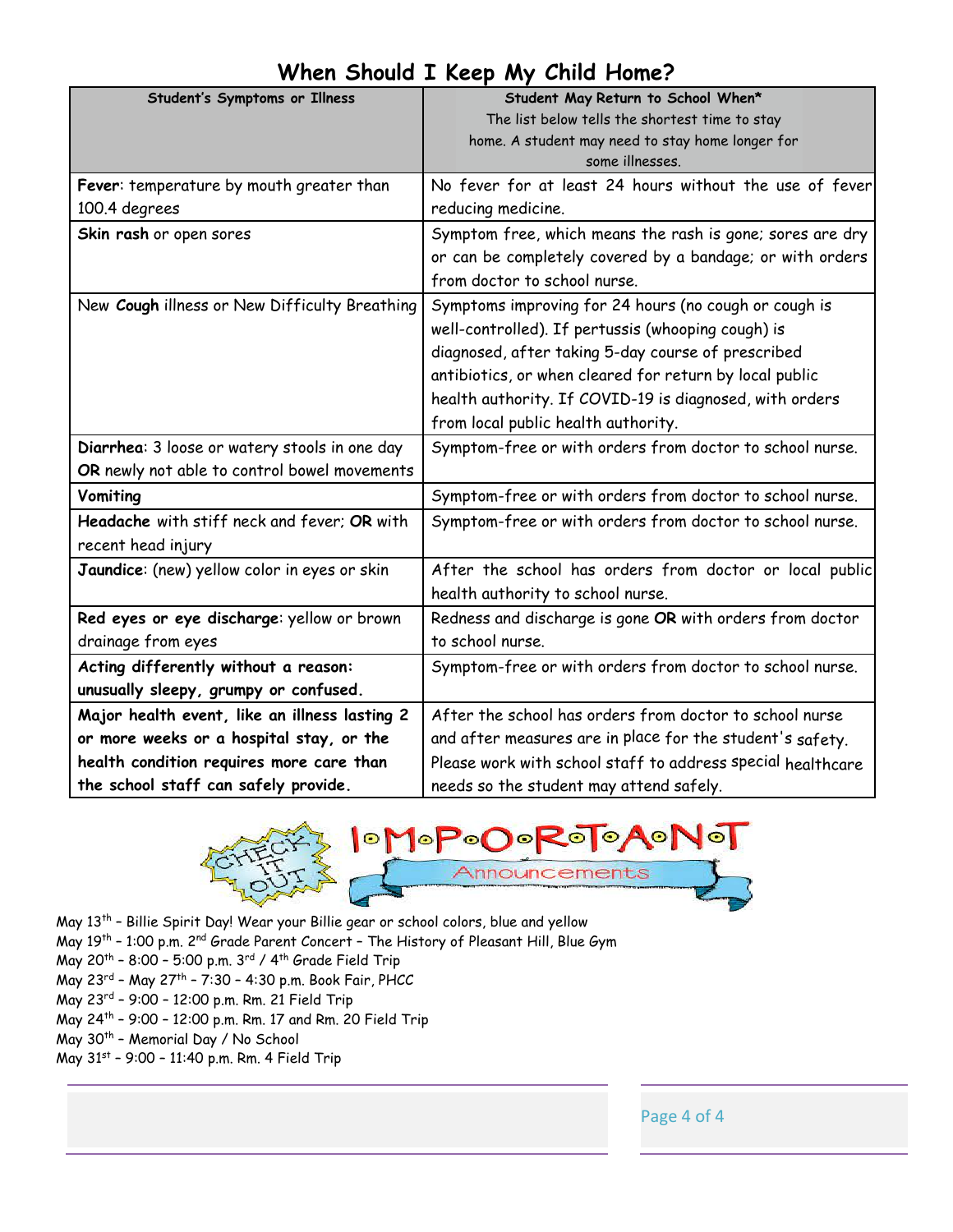# When Should I Keep My Child Home?

| Student's Symptoms or Illness | Student May Return to School When* The list below tells the shortest time to stay home. A student may need to stay home longer for some illnesses. |
|---|---|
| **Fever**: temperature by mouth greater than 100.4 degrees | No fever for at least 24 hours without the use of fever reducing medicine. |
| **Skin rash** or open sores | Symptom free, which means the rash is gone; sores are dry or can be completely covered by a bandage; or with orders from doctor to school nurse. |
| New **Cough** illness or New Difficulty Breathing | Symptoms improving for 24 hours (no cough or cough is well-controlled). If pertussis (whooping cough) is diagnosed, after taking 5-day course of prescribed antibiotics, or when cleared for return by local public health authority. If COVID-19 is diagnosed, with orders from local public health authority. |
| **Diarrhea**: 3 loose or watery stools in one day **OR** newly not able to control bowel movements | Symptom-free or with orders from doctor to school nurse. |
| **Vomiting** | Symptom-free or with orders from doctor to school nurse. |
| **Headache** with stiff neck and fever; **OR** with recent head injury | Symptom-free or with orders from doctor to school nurse. |
| **Jaundice**: (new) yellow color in eyes or skin | After the school has orders from doctor or local public health authority to school nurse. |
| **Red eyes or eye discharge**: yellow or brown drainage from eyes | Redness and discharge is gone **OR** with orders from doctor to school nurse. |
| **Acting differently without a reason: unusually sleepy, grumpy or confused.** | Symptom-free or with orders from doctor to school nurse. |
| **Major health event, like an illness lasting 2 or more weeks or a hospital stay, or the health condition requires more care than the school staff can safely provide.** | After the school has orders from doctor to school nurse and after measures are in place for the student's safety. Please work with school staff to address special healthcare needs so the student may attend safely. |

## CHECK IT OUT — IMPORTANT Announcements

May 13th – Billie Spirit Day! Wear your Billie gear or school colors, blue and yellow
May 19th – 1:00 p.m. 2nd Grade Parent Concert – The History of Pleasant Hill, Blue Gym
May 20th – 8:00 – 5:00 p.m. 3rd / 4th Grade Field Trip
May 23rd – May 27th – 7:30 – 4:30 p.m. Book Fair, PHCC
May 23rd – 9:00 – 12:00 p.m. Rm. 21 Field Trip
May 24th – 9:00 – 12:00 p.m. Rm. 17 and Rm. 20 Field Trip
May 30th – Memorial Day / No School
May 31st – 9:00 – 11:40 p.m. Rm. 4 Field Trip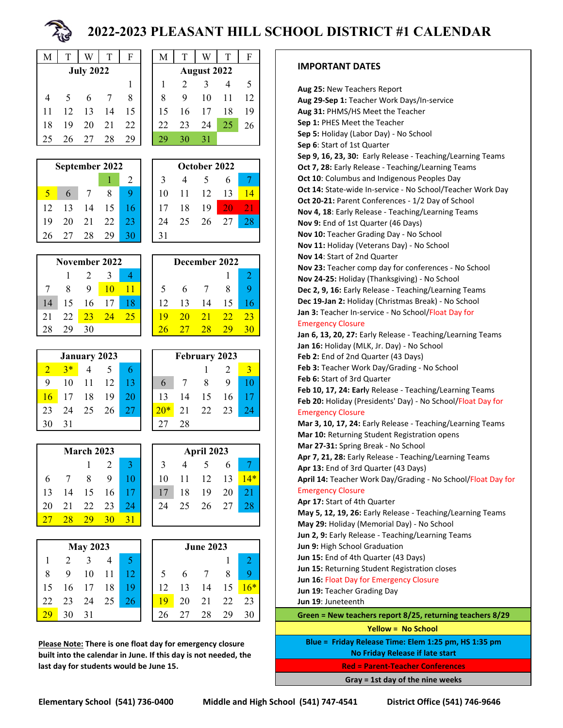# 2022-2023 PLEASANT HILL SCHOOL DISTRICT #1 CALENDAR

| M | T | W | T | F |
|---|---|---|---|---|
| **July 2022** | | | | |
| | | | | 1 |
| 4 | 5 | 6 | 7 | 8 |
| 11 | 12 | 13 | 14 | 15 |
| 18 | 19 | 20 | 21 | 22 |
| 25 | 26 | 27 | 28 | 29 |

| M | T | W | T | F |
|---|---|---|---|---|
| **August 2022** | | | | |
| 1 | 2 | 3 | 4 | 5 |
| 8 | 9 | 10 | 11 | 12 |
| 15 | 16 | 17 | 18 | 19 |
| 22 | 23 | 24 | 25 | 26 |
| 29 | 30 | 31 | | |

| **September 2022** | | | | |
|---|---|---|---|---|
| | | | 1 | 2 |
| 5 | 6 | 7 | 8 | 9 |
| 12 | 13 | 14 | 15 | 16 |
| 19 | 20 | 21 | 22 | 23 |
| 26 | 27 | 28 | 29 | 30 |

| **October 2022** | | | | |
|---|---|---|---|---|
| 3 | 4 | 5 | 6 | 7 |
| 10 | 11 | 12 | 13 | 14 |
| 17 | 18 | 19 | 20 | 21 |
| 24 | 25 | 26 | 27 | 28 |
| 31 | | | | |

| **November 2022** | | | | |
|---|---|---|---|---|
| | 1 | 2 | 3 | 4 |
| 7 | 8 | 9 | 10 | 11 |
| 14 | 15 | 16 | 17 | 18 |
| 21 | 22 | 23 | 24 | 25 |
| 28 | 29 | 30 | | |

| **December 2022** | | | | |
|---|---|---|---|---|
| | | | 1 | 2 |
| 5 | 6 | 7 | 8 | 9 |
| 12 | 13 | 14 | 15 | 16 |
| 19 | 20 | 21 | 22 | 23 |
| 26 | 27 | 28 | 29 | 30 |

| **January 2023** | | | | |
|---|---|---|---|---|
| 2 | 3* | 4 | 5 | 6 |
| 9 | 10 | 11 | 12 | 13 |
| 16 | 17 | 18 | 19 | 20 |
| 23 | 24 | 25 | 26 | 27 |
| 30 | 31 | | | |

| **February 2023** | | | | |
|---|---|---|---|---|
| | | 1 | 2 | 3 |
| 6 | 7 | 8 | 9 | 10 |
| 13 | 14 | 15 | 16 | 17 |
| 20* | 21 | 22 | 23 | 24 |
| 27 | 28 | | | |

| **March 2023** | | | | |
|---|---|---|---|---|
| | | 1 | 2 | 3 |
| 6 | 7 | 8 | 9 | 10 |
| 13 | 14 | 15 | 16 | 17 |
| 20 | 21 | 22 | 23 | 24 |
| 27 | 28 | 29 | 30 | 31 |

| **April 2023** | | | | |
|---|---|---|---|---|
| 3 | 4 | 5 | 6 | 7 |
| 10 | 11 | 12 | 13 | 14* |
| 17 | 18 | 19 | 20 | 21 |
| 24 | 25 | 26 | 27 | 28 |

| **May 2023** | | | | |
|---|---|---|---|---|
| 1 | 2 | 3 | 4 | 5 |
| 8 | 9 | 10 | 11 | 12 |
| 15 | 16 | 17 | 18 | 19 |
| 22 | 23 | 24 | 25 | 26 |
| 29 | 30 | 31 | | |

| **June 2023** | | | | |
|---|---|---|---|---|
| | | | 1 | 2 |
| 5 | 6 | 7 | 8 | 9 |
| 12 | 13 | 14 | 15 | 16* |
| 19 | 20 | 21 | 22 | 23 |
| 26 | 27 | 28 | 29 | 30 |

**Please Note:** There is one float day for emergency closure built into the calendar in June. If this day is not needed, the last day for students would be June 15.

## IMPORTANT DATES

**Aug 25:** New Teachers Report
**Aug 29-Sep 1:** Teacher Work Days/In-service
**Aug 31:** PHMS/HS Meet the Teacher
**Sep 1:** PHES Meet the Teacher
**Sep 5:** Holiday (Labor Day) - No School
**Sep 6**: Start of 1st Quarter
**Sep 9, 16, 23, 30:** Early Release - Teaching/Learning Teams
**Oct 7, 28:** Early Release - Teaching/Learning Teams
**Oct 10**: Columbus and Indigenous Peoples Day
**Oct 14:** State-wide In-service - No School/Teacher Work Day
**Oct 20-21:** Parent Conferences - 1/2 Day of School
**Nov 4, 18**: Early Release - Teaching/Learning Teams
**Nov 9:** End of 1st Quarter (46 Days)
**Nov 10:** Teacher Grading Day - No School
**Nov 11:** Holiday (Veterans Day) - No School
**Nov 14**: Start of 2nd Quarter
**Nov 23:** Teacher comp day for conferences - No School
**Nov 24-25:** Holiday (Thanksgiving) - No School
**Dec 2, 9, 16:** Early Release - Teaching/Learning Teams
**Dec 19-Jan 2:** Holiday (Christmas Break) - No School
**Jan 3:** Teacher In-service - No School/Float Day for Emergency Closure
**Jan 6, 13, 20, 27:** Early Release - Teaching/Learning Teams
**Jan 16:** Holiday (MLK, Jr. Day) - No School
**Feb 2:** End of 2nd Quarter (43 Days)
**Feb 3:** Teacher Work Day/Grading - No School
**Feb 6:** Start of 3rd Quarter
**Feb 10, 17, 24: Early** Release - Teaching/Learning Teams
**Feb 20:** Holiday (Presidents' Day) - No School/Float Day for Emergency Closure
**Mar 3, 10, 17, 24:** Early Release - Teaching/Learning Teams
**Mar 10:** Returning Student Registration opens
**Mar 27-31:** Spring Break - No School
**Apr 7, 21, 28:** Early Release - Teaching/Learning Teams
**Apr 13:** End of 3rd Quarter (43 Days)
**April 14:** Teacher Work Day/Grading - No School/Float Day for Emergency Closure
**Apr 17:** Start of 4th Quarter
**May 5, 12, 19, 26:** Early Release - Teaching/Learning Teams
**May 29:** Holiday (Memorial Day) - No School
**Jun 2, 9:** Early Release - Teaching/Learning Teams
**Jun 9:** High School Graduation
**Jun 15:** End of 4th Quarter (43 Days)
**Jun 15:** Returning Student Registration closes
**Jun 16:** Float Day for Emergency Closure
**Jun 19:** Teacher Grading Day
**Jun 19**: Juneteenth

**Green = New teachers report 8/25, returning teachers 8/29**

**Yellow = No School**

**Blue = Friday Release Time: Elem 1:25 pm, HS 1:35 pm**
**No Friday Release if late start**

**Red = Parent-Teacher Conferences**

**Gray = 1st day of the nine weeks**

**Elementary School (541) 736-0400** **Middle and High School (541) 747-4541** **District Office (541) 746-9646**